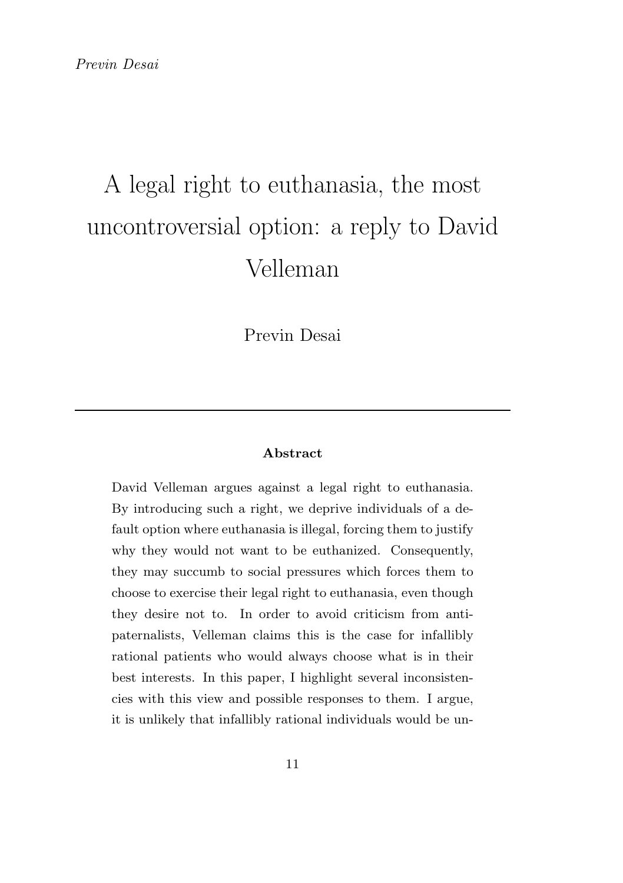# A legal right to euthanasia, the most uncontroversial option: a reply to David Velleman

Previn Desai

---

**Abstract**

David Velleman argues against a legal right to euthanasia. By introducing such a right, we deprive individuals of a default option where euthanasia is illegal, forcing them to justify why they would not want to be euthanized. Consequently, they may succumb to social pressures which forces them to choose to exercise their legal right to euthanasia, even though they desire not to. In order to avoid criticism from anti-paternalists, Velleman claims this is the case for infallibly rational patients who would always choose what is in their best interests. In this paper, I highlight several inconsistencies with this view and possible responses to them. I argue, it is unlikely that infallibly rational individuals would be un-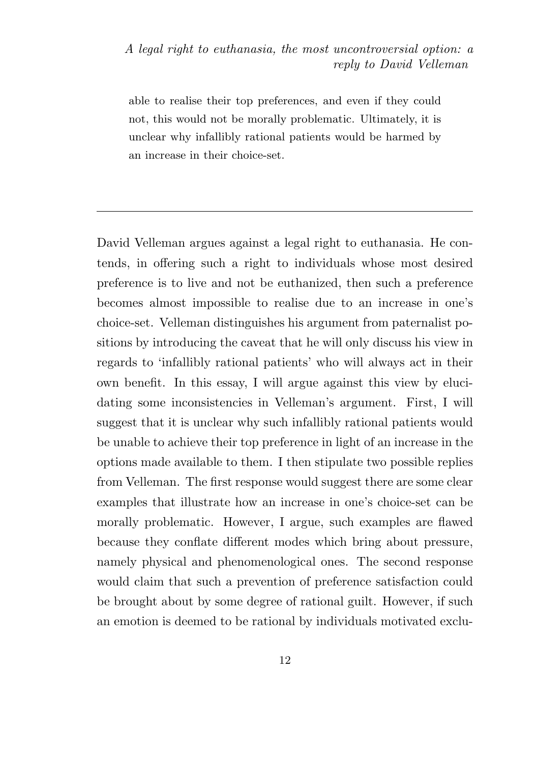able to realise their top preferences, and even if they could not, this would not be morally problematic. Ultimately, it is unclear why infallibly rational patients would be harmed by an increase in their choice-set.

---

David Velleman argues against a legal right to euthanasia. He contends, in offering such a right to individuals whose most desired preference is to live and not be euthanized, then such a preference becomes almost impossible to realise due to an increase in one's choice-set. Velleman distinguishes his argument from paternalist positions by introducing the caveat that he will only discuss his view in regards to 'infallibly rational patients' who will always act in their own benefit. In this essay, I will argue against this view by elucidating some inconsistencies in Velleman's argument. First, I will suggest that it is unclear why such infallibly rational patients would be unable to achieve their top preference in light of an increase in the options made available to them. I then stipulate two possible replies from Velleman. The first response would suggest there are some clear examples that illustrate how an increase in one's choice-set can be morally problematic. However, I argue, such examples are flawed because they conflate different modes which bring about pressure, namely physical and phenomenological ones. The second response would claim that such a prevention of preference satisfaction could be brought about by some degree of rational guilt. However, if such an emotion is deemed to be rational by individuals motivated exclu-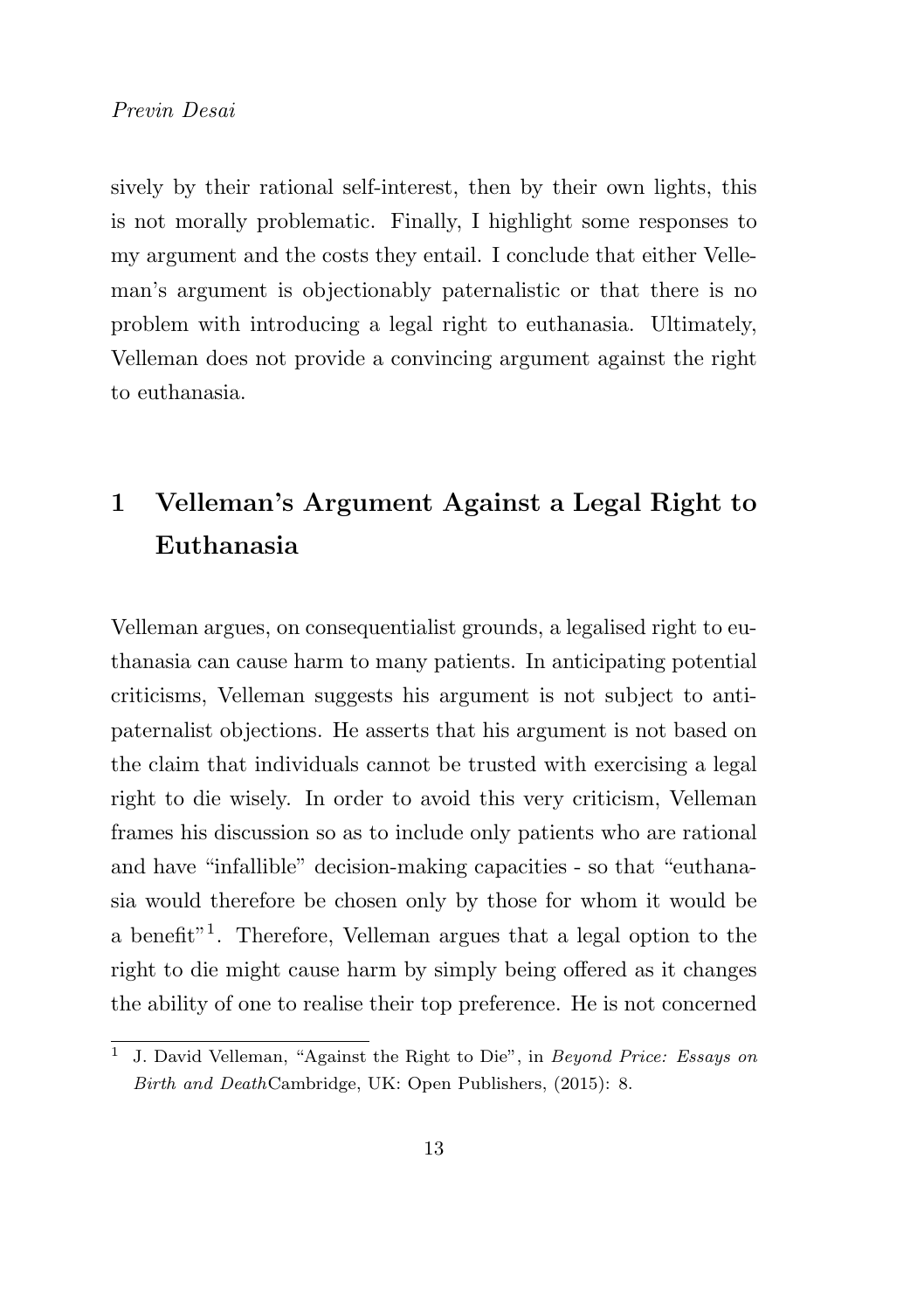sively by their rational self-interest, then by their own lights, this is not morally problematic. Finally, I highlight some responses to my argument and the costs they entail. I conclude that either Velleman's argument is objectionably paternalistic or that there is no problem with introducing a legal right to euthanasia. Ultimately, Velleman does not provide a convincing argument against the right to euthanasia.

## 1 Velleman's Argument Against a Legal Right to Euthanasia

Velleman argues, on consequentialist grounds, a legalised right to euthanasia can cause harm to many patients. In anticipating potential criticisms, Velleman suggests his argument is not subject to anti-paternalist objections. He asserts that his argument is not based on the claim that individuals cannot be trusted with exercising a legal right to die wisely. In order to avoid this very criticism, Velleman frames his discussion so as to include only patients who are rational and have "infallible" decision-making capacities - so that "euthanasia would therefore be chosen only by those for whom it would be a benefit"[1]. Therefore, Velleman argues that a legal option to the right to die might cause harm by simply being offered as it changes the ability of one to realise their top preference. He is not concerned

[1] J. David Velleman, "Against the Right to Die", in *Beyond Price: Essays on Birth and Death*Cambridge, UK: Open Publishers, (2015): 8.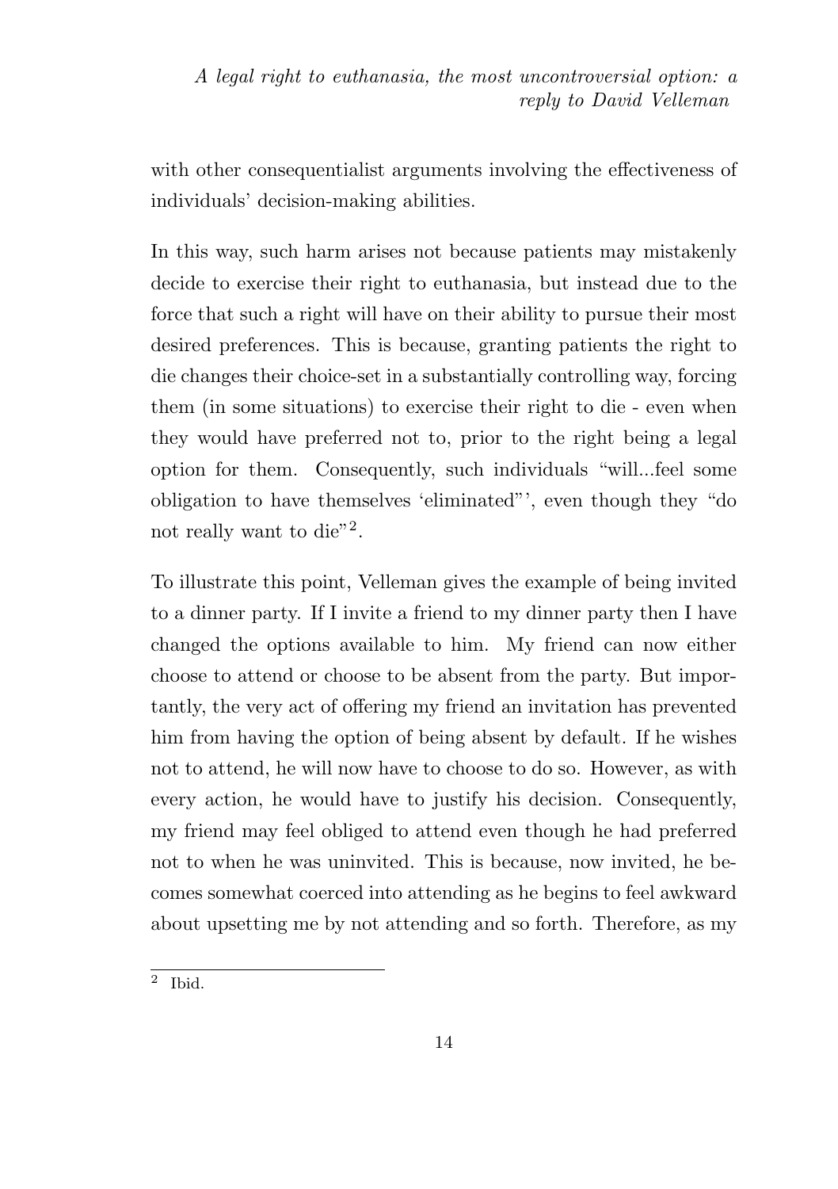with other consequentialist arguments involving the effectiveness of individuals' decision-making abilities.

In this way, such harm arises not because patients may mistakenly decide to exercise their right to euthanasia, but instead due to the force that such a right will have on their ability to pursue their most desired preferences. This is because, granting patients the right to die changes their choice-set in a substantially controlling way, forcing them (in some situations) to exercise their right to die - even when they would have preferred not to, prior to the right being a legal option for them. Consequently, such individuals "will...feel some obligation to have themselves 'eliminated"', even though they "do not really want to die"[2].

To illustrate this point, Velleman gives the example of being invited to a dinner party. If I invite a friend to my dinner party then I have changed the options available to him. My friend can now either choose to attend or choose to be absent from the party. But importantly, the very act of offering my friend an invitation has prevented him from having the option of being absent by default. If he wishes not to attend, he will now have to choose to do so. However, as with every action, he would have to justify his decision. Consequently, my friend may feel obliged to attend even though he had preferred not to when he was uninvited. This is because, now invited, he becomes somewhat coerced into attending as he begins to feel awkward about upsetting me by not attending and so forth. Therefore, as my

[2] Ibid.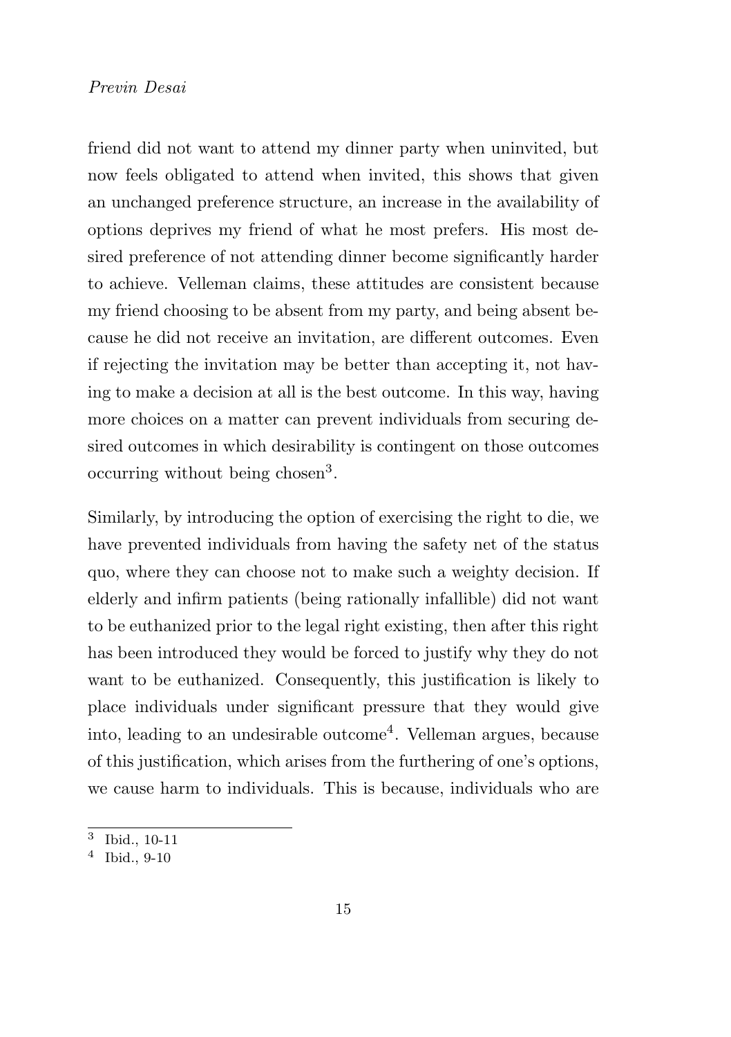friend did not want to attend my dinner party when uninvited, but now feels obligated to attend when invited, this shows that given an unchanged preference structure, an increase in the availability of options deprives my friend of what he most prefers. His most desired preference of not attending dinner become significantly harder to achieve. Velleman claims, these attitudes are consistent because my friend choosing to be absent from my party, and being absent because he did not receive an invitation, are different outcomes. Even if rejecting the invitation may be better than accepting it, not having to make a decision at all is the best outcome. In this way, having more choices on a matter can prevent individuals from securing desired outcomes in which desirability is contingent on those outcomes occurring without being chosen[3].

Similarly, by introducing the option of exercising the right to die, we have prevented individuals from having the safety net of the status quo, where they can choose not to make such a weighty decision. If elderly and infirm patients (being rationally infallible) did not want to be euthanized prior to the legal right existing, then after this right has been introduced they would be forced to justify why they do not want to be euthanized. Consequently, this justification is likely to place individuals under significant pressure that they would give into, leading to an undesirable outcome[4]. Velleman argues, because of this justification, which arises from the furthering of one's options, we cause harm to individuals. This is because, individuals who are

[3] Ibid., 10-11

[4] Ibid., 9-10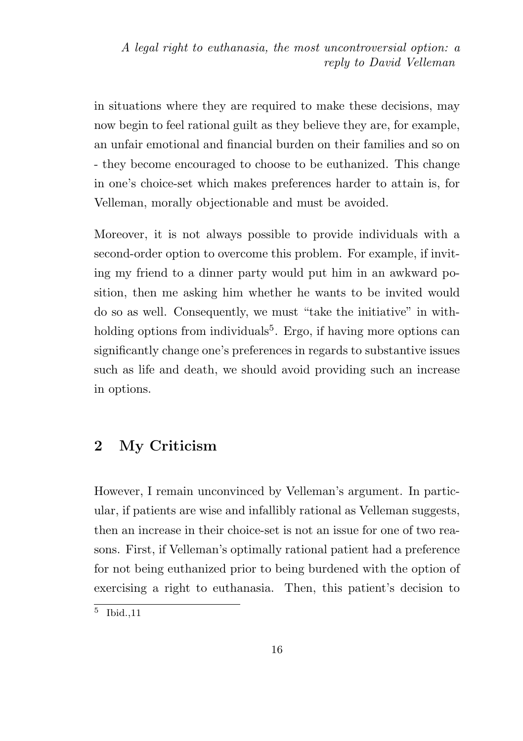in situations where they are required to make these decisions, may now begin to feel rational guilt as they believe they are, for example, an unfair emotional and financial burden on their families and so on - they become encouraged to choose to be euthanized. This change in one's choice-set which makes preferences harder to attain is, for Velleman, morally objectionable and must be avoided.

Moreover, it is not always possible to provide individuals with a second-order option to overcome this problem. For example, if inviting my friend to a dinner party would put him in an awkward position, then me asking him whether he wants to be invited would do so as well. Consequently, we must "take the initiative" in withholding options from individuals[5]. Ergo, if having more options can significantly change one's preferences in regards to substantive issues such as life and death, we should avoid providing such an increase in options.

## 2 My Criticism

However, I remain unconvinced by Velleman's argument. In particular, if patients are wise and infallibly rational as Velleman suggests, then an increase in their choice-set is not an issue for one of two reasons. First, if Velleman's optimally rational patient had a preference for not being euthanized prior to being burdened with the option of exercising a right to euthanasia. Then, this patient's decision to

[5] Ibid.,11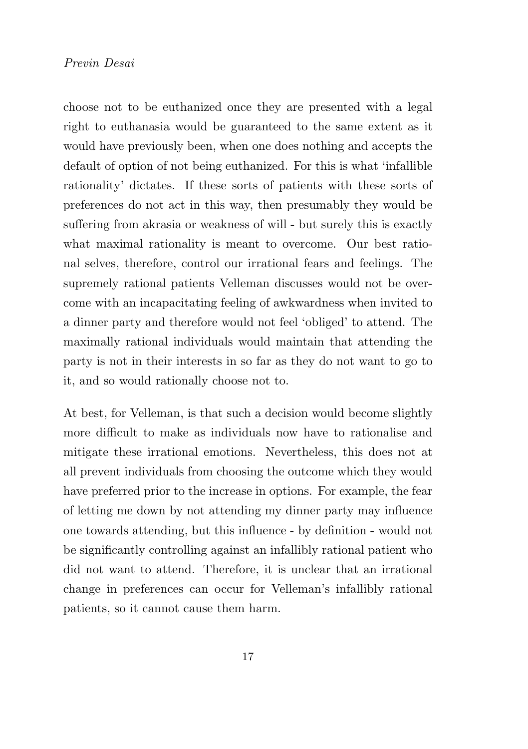choose not to be euthanized once they are presented with a legal right to euthanasia would be guaranteed to the same extent as it would have previously been, when one does nothing and accepts the default of option of not being euthanized. For this is what 'infallible rationality' dictates. If these sorts of patients with these sorts of preferences do not act in this way, then presumably they would be suffering from akrasia or weakness of will - but surely this is exactly what maximal rationality is meant to overcome. Our best rational selves, therefore, control our irrational fears and feelings. The supremely rational patients Velleman discusses would not be overcome with an incapacitating feeling of awkwardness when invited to a dinner party and therefore would not feel 'obliged' to attend. The maximally rational individuals would maintain that attending the party is not in their interests in so far as they do not want to go to it, and so would rationally choose not to.

At best, for Velleman, is that such a decision would become slightly more difficult to make as individuals now have to rationalise and mitigate these irrational emotions. Nevertheless, this does not at all prevent individuals from choosing the outcome which they would have preferred prior to the increase in options. For example, the fear of letting me down by not attending my dinner party may influence one towards attending, but this influence - by definition - would not be significantly controlling against an infallibly rational patient who did not want to attend. Therefore, it is unclear that an irrational change in preferences can occur for Velleman's infallibly rational patients, so it cannot cause them harm.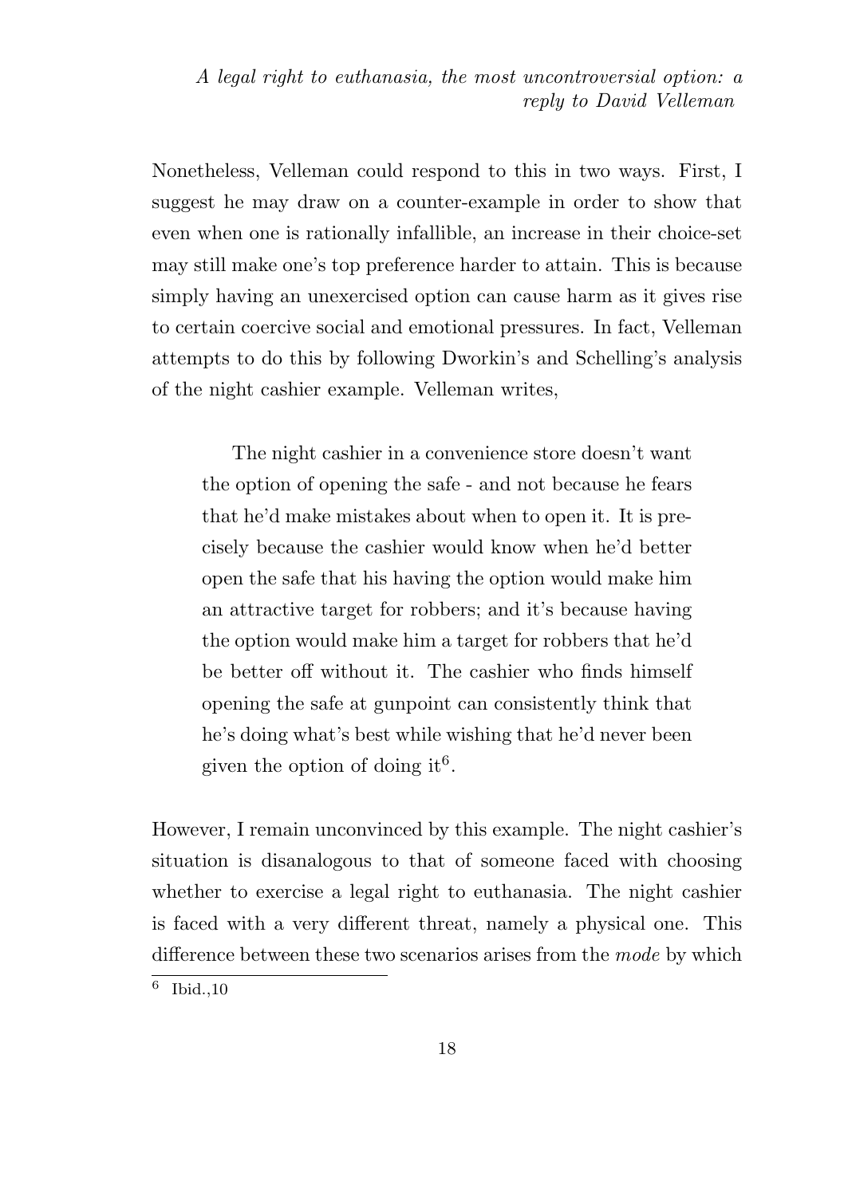Nonetheless, Velleman could respond to this in two ways. First, I suggest he may draw on a counter-example in order to show that even when one is rationally infallible, an increase in their choice-set may still make one's top preference harder to attain. This is because simply having an unexercised option can cause harm as it gives rise to certain coercive social and emotional pressures. In fact, Velleman attempts to do this by following Dworkin's and Schelling's analysis of the night cashier example. Velleman writes,

> The night cashier in a convenience store doesn't want the option of opening the safe - and not because he fears that he'd make mistakes about when to open it. It is precisely because the cashier would know when he'd better open the safe that his having the option would make him an attractive target for robbers; and it's because having the option would make him a target for robbers that he'd be better off without it. The cashier who finds himself opening the safe at gunpoint can consistently think that he's doing what's best while wishing that he'd never been given the option of doing it[6].

However, I remain unconvinced by this example. The night cashier's situation is disanalogous to that of someone faced with choosing whether to exercise a legal right to euthanasia. The night cashier is faced with a very different threat, namely a physical one. This difference between these two scenarios arises from the *mode* by which

[6] Ibid.,10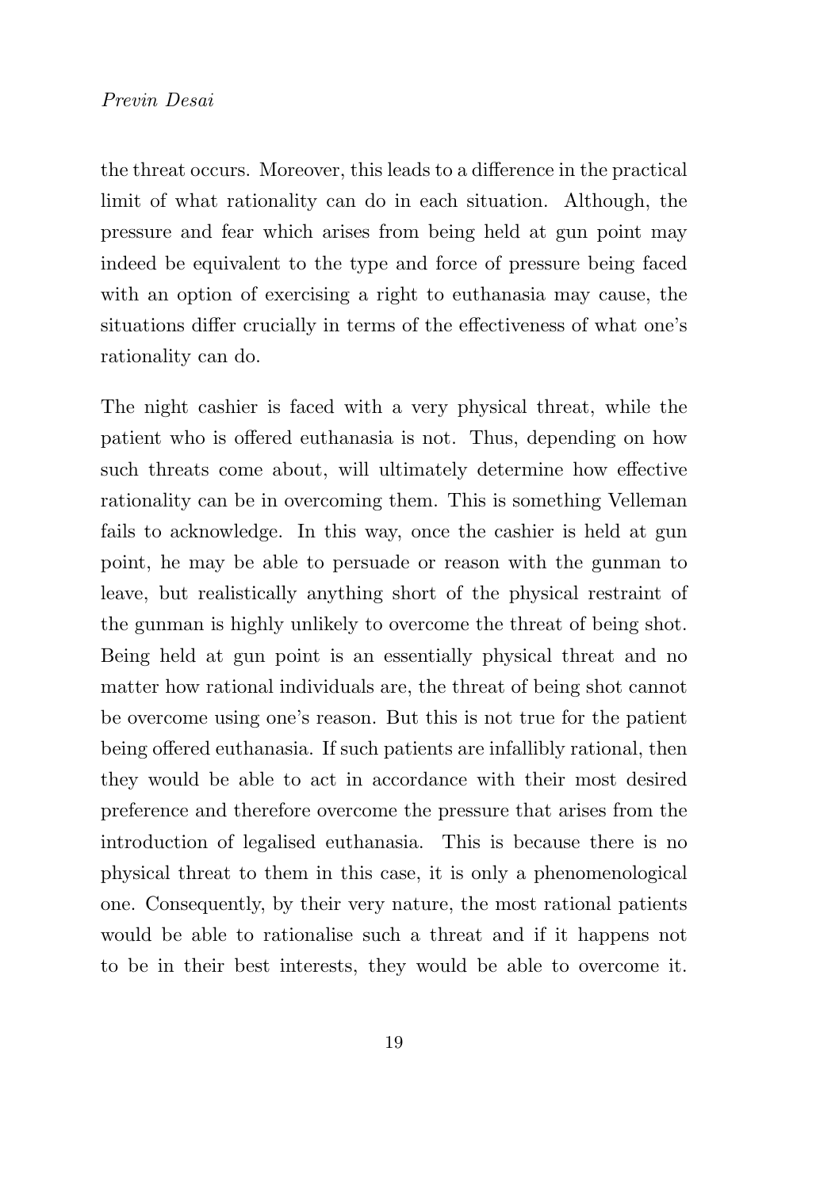the threat occurs. Moreover, this leads to a difference in the practical limit of what rationality can do in each situation. Although, the pressure and fear which arises from being held at gun point may indeed be equivalent to the type and force of pressure being faced with an option of exercising a right to euthanasia may cause, the situations differ crucially in terms of the effectiveness of what one's rationality can do.

The night cashier is faced with a very physical threat, while the patient who is offered euthanasia is not. Thus, depending on how such threats come about, will ultimately determine how effective rationality can be in overcoming them. This is something Velleman fails to acknowledge. In this way, once the cashier is held at gun point, he may be able to persuade or reason with the gunman to leave, but realistically anything short of the physical restraint of the gunman is highly unlikely to overcome the threat of being shot. Being held at gun point is an essentially physical threat and no matter how rational individuals are, the threat of being shot cannot be overcome using one's reason. But this is not true for the patient being offered euthanasia. If such patients are infallibly rational, then they would be able to act in accordance with their most desired preference and therefore overcome the pressure that arises from the introduction of legalised euthanasia. This is because there is no physical threat to them in this case, it is only a phenomenological one. Consequently, by their very nature, the most rational patients would be able to rationalise such a threat and if it happens not to be in their best interests, they would be able to overcome it.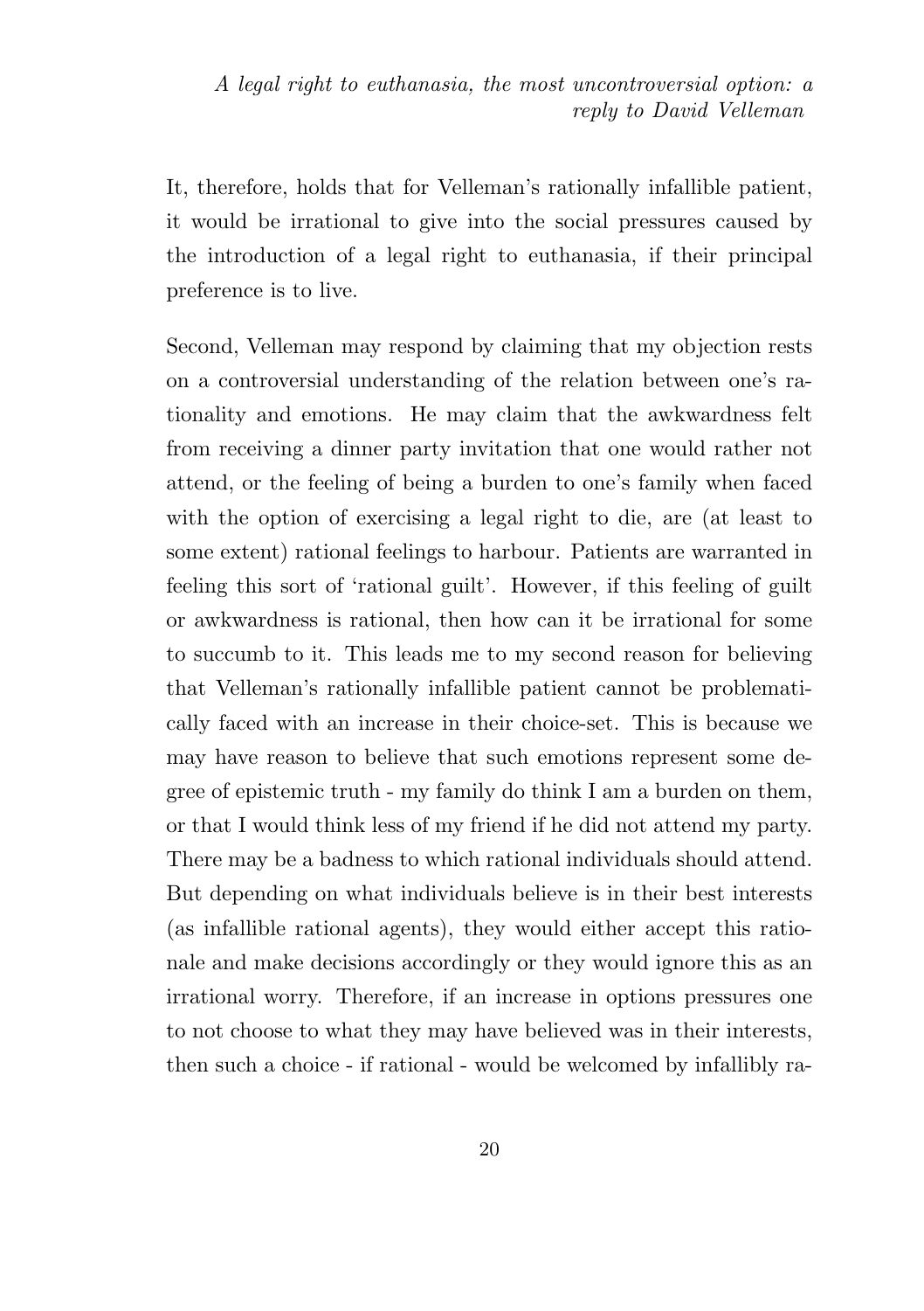It, therefore, holds that for Velleman's rationally infallible patient, it would be irrational to give into the social pressures caused by the introduction of a legal right to euthanasia, if their principal preference is to live.

Second, Velleman may respond by claiming that my objection rests on a controversial understanding of the relation between one's rationality and emotions. He may claim that the awkwardness felt from receiving a dinner party invitation that one would rather not attend, or the feeling of being a burden to one's family when faced with the option of exercising a legal right to die, are (at least to some extent) rational feelings to harbour. Patients are warranted in feeling this sort of 'rational guilt'. However, if this feeling of guilt or awkwardness is rational, then how can it be irrational for some to succumb to it. This leads me to my second reason for believing that Velleman's rationally infallible patient cannot be problematically faced with an increase in their choice-set. This is because we may have reason to believe that such emotions represent some degree of epistemic truth - my family do think I am a burden on them, or that I would think less of my friend if he did not attend my party. There may be a badness to which rational individuals should attend. But depending on what individuals believe is in their best interests (as infallible rational agents), they would either accept this rationale and make decisions accordingly or they would ignore this as an irrational worry. Therefore, if an increase in options pressures one to not choose to what they may have believed was in their interests, then such a choice - if rational - would be welcomed by infallibly ra-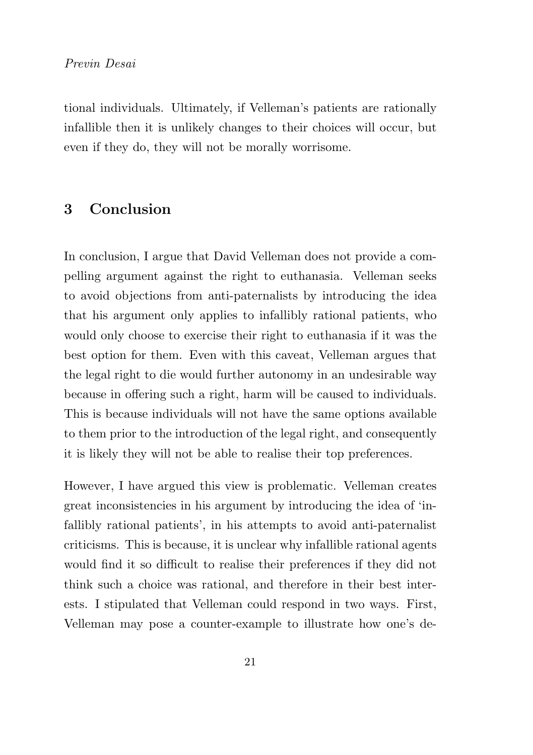tional individuals. Ultimately, if Velleman's patients are rationally infallible then it is unlikely changes to their choices will occur, but even if they do, they will not be morally worrisome.

## 3 Conclusion

In conclusion, I argue that David Velleman does not provide a compelling argument against the right to euthanasia. Velleman seeks to avoid objections from anti-paternalists by introducing the idea that his argument only applies to infallibly rational patients, who would only choose to exercise their right to euthanasia if it was the best option for them. Even with this caveat, Velleman argues that the legal right to die would further autonomy in an undesirable way because in offering such a right, harm will be caused to individuals. This is because individuals will not have the same options available to them prior to the introduction of the legal right, and consequently it is likely they will not be able to realise their top preferences.

However, I have argued this view is problematic. Velleman creates great inconsistencies in his argument by introducing the idea of 'infallibly rational patients', in his attempts to avoid anti-paternalist criticisms. This is because, it is unclear why infallible rational agents would find it so difficult to realise their preferences if they did not think such a choice was rational, and therefore in their best interests. I stipulated that Velleman could respond in two ways. First, Velleman may pose a counter-example to illustrate how one's de-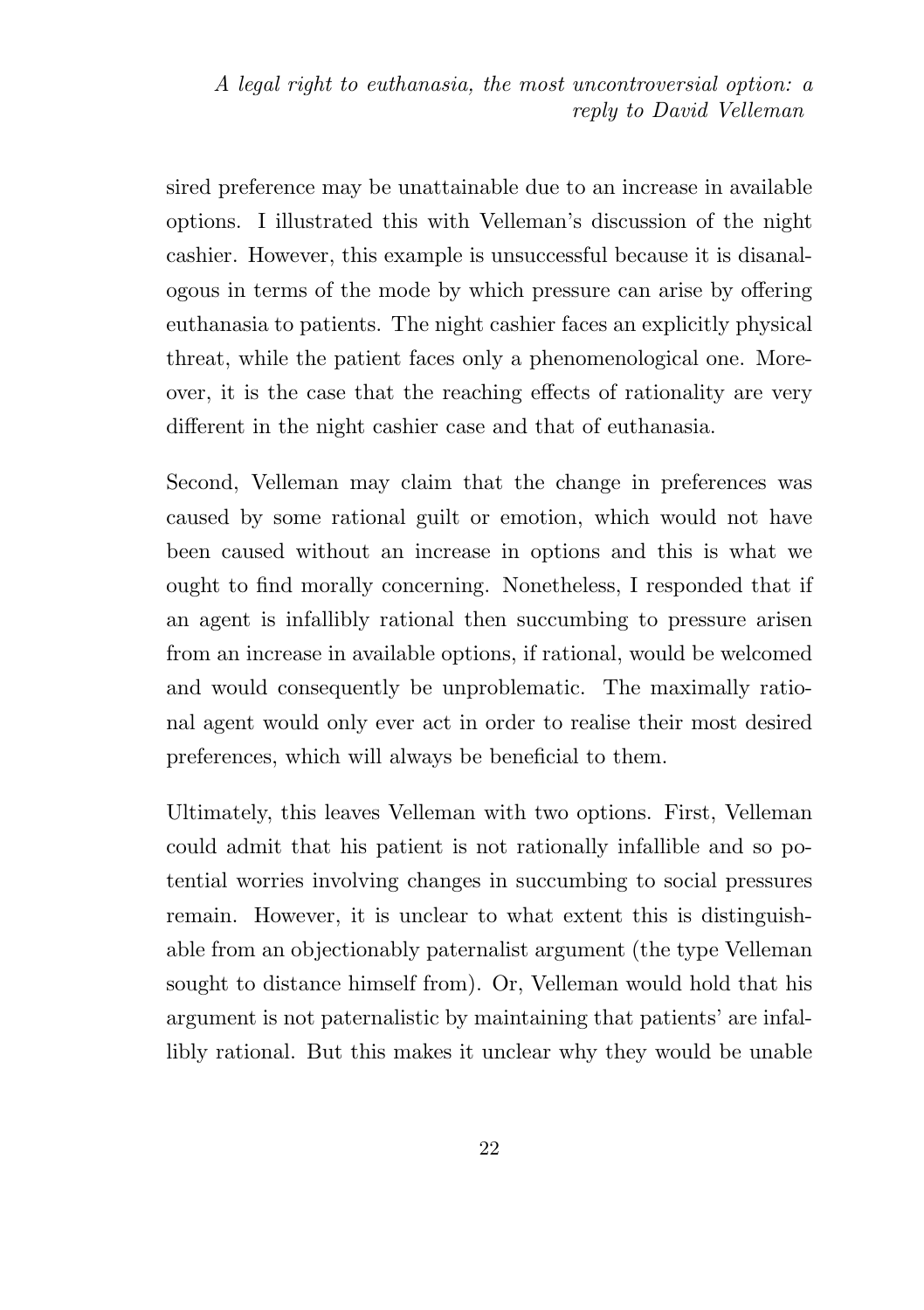sired preference may be unattainable due to an increase in available options. I illustrated this with Velleman's discussion of the night cashier. However, this example is unsuccessful because it is disanalogous in terms of the mode by which pressure can arise by offering euthanasia to patients. The night cashier faces an explicitly physical threat, while the patient faces only a phenomenological one. Moreover, it is the case that the reaching effects of rationality are very different in the night cashier case and that of euthanasia.

Second, Velleman may claim that the change in preferences was caused by some rational guilt or emotion, which would not have been caused without an increase in options and this is what we ought to find morally concerning. Nonetheless, I responded that if an agent is infallibly rational then succumbing to pressure arisen from an increase in available options, if rational, would be welcomed and would consequently be unproblematic. The maximally rational agent would only ever act in order to realise their most desired preferences, which will always be beneficial to them.

Ultimately, this leaves Velleman with two options. First, Velleman could admit that his patient is not rationally infallible and so potential worries involving changes in succumbing to social pressures remain. However, it is unclear to what extent this is distinguishable from an objectionably paternalist argument (the type Velleman sought to distance himself from). Or, Velleman would hold that his argument is not paternalistic by maintaining that patients' are infallibly rational. But this makes it unclear why they would be unable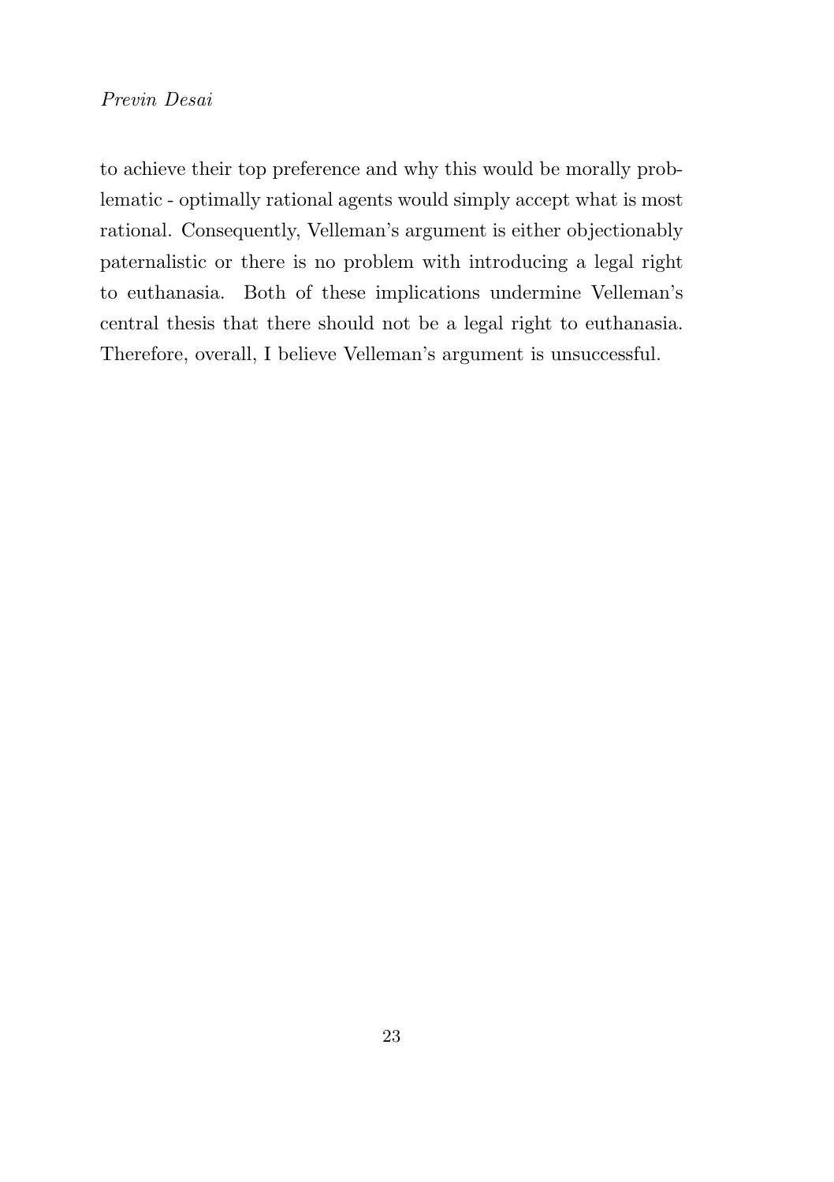to achieve their top preference and why this would be morally problematic - optimally rational agents would simply accept what is most rational. Consequently, Velleman's argument is either objectionably paternalistic or there is no problem with introducing a legal right to euthanasia. Both of these implications undermine Velleman's central thesis that there should not be a legal right to euthanasia. Therefore, overall, I believe Velleman's argument is unsuccessful.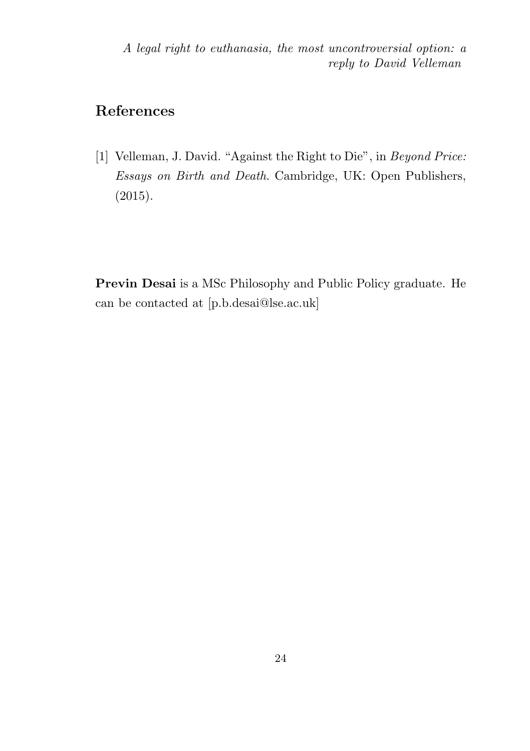## References

[1] Velleman, J. David. "Against the Right to Die", in *Beyond Price: Essays on Birth and Death*. Cambridge, UK: Open Publishers, (2015).

**Previn Desai** is a MSc Philosophy and Public Policy graduate. He can be contacted at [p.b.desai@lse.ac.uk]